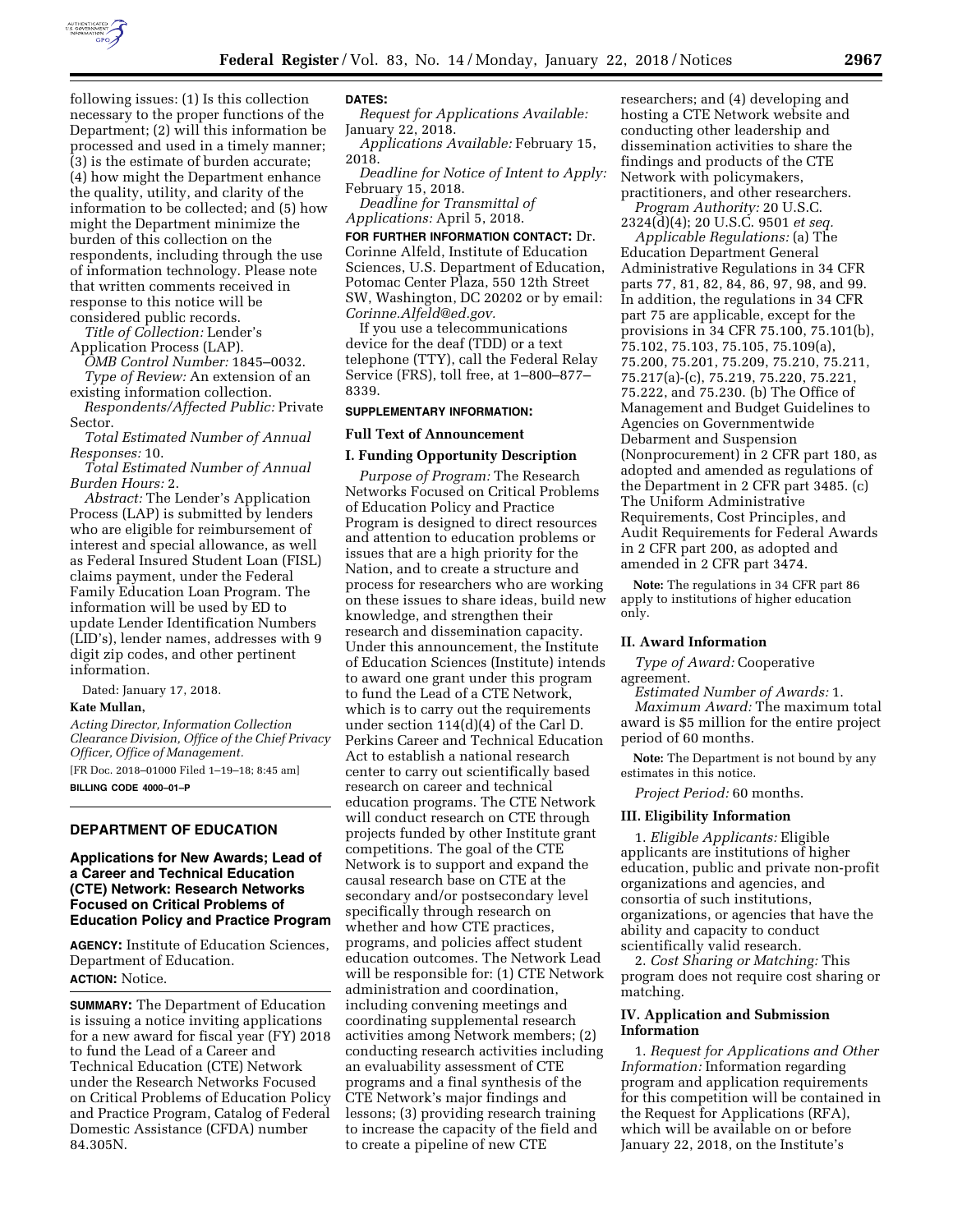following issues: (1) Is this collection necessary to the proper functions of the Department; (2) will this information be processed and used in a timely manner; (3) is the estimate of burden accurate; (4) how might the Department enhance the quality, utility, and clarity of the information to be collected; and (5) how might the Department minimize the burden of this collection on the respondents, including through the use of information technology. Please note that written comments received in response to this notice will be considered public records.

*Title of Collection:* Lender's Application Process (LAP).

*OMB Control Number:* 1845–0032.

*Type of Review:* An extension of an existing information collection.

*Respondents/Affected Public:* Private Sector.

*Total Estimated Number of Annual Responses:* 10.

*Total Estimated Number of Annual Burden Hours:* 2.

*Abstract:* The Lender's Application Process (LAP) is submitted by lenders who are eligible for reimbursement of interest and special allowance, as well as Federal Insured Student Loan (FISL) claims payment, under the Federal Family Education Loan Program. The information will be used by ED to update Lender Identification Numbers (LID's), lender names, addresses with 9 digit zip codes, and other pertinent information.

Dated: January 17, 2018.

**Kate Mullan,**

*Acting Director, Information Collection Clearance Division, Office of the Chief Privacy Officer, Office of Management.*

[FR Doc. 2018–01000 Filed 1–19–18; 8:45 am]

**BILLING CODE 4000–01–P**

## DEPARTMENT OF EDUCATION

### Applications for New Awards; Lead of a Career and Technical Education (CTE) Network: Research Networks Focused on Critical Problems of Education Policy and Practice Program

**AGENCY:** Institute of Education Sciences, Department of Education.

**ACTION:** Notice.

**SUMMARY:** The Department of Education is issuing a notice inviting applications for a new award for fiscal year (FY) 2018 to fund the Lead of a Career and Technical Education (CTE) Network under the Research Networks Focused on Critical Problems of Education Policy and Practice Program, Catalog of Federal Domestic Assistance (CFDA) number 84.305N.

**DATES:**

*Request for Applications Available:* January 22, 2018.

*Applications Available:* February 15, 2018.

*Deadline for Notice of Intent to Apply:* February 15, 2018.

*Deadline for Transmittal of Applications:* April 5, 2018.

**FOR FURTHER INFORMATION CONTACT:** Dr. Corinne Alfeld, Institute of Education Sciences, U.S. Department of Education, Potomac Center Plaza, 550 12th Street SW, Washington, DC 20202 or by email: *Corinne.Alfeld@ed.gov.*

If you use a telecommunications device for the deaf (TDD) or a text telephone (TTY), call the Federal Relay Service (FRS), toll free, at 1–800–877–8339.

**SUPPLEMENTARY INFORMATION:**

### Full Text of Announcement

### I. Funding Opportunity Description

*Purpose of Program:* The Research Networks Focused on Critical Problems of Education Policy and Practice Program is designed to direct resources and attention to education problems or issues that are a high priority for the Nation, and to create a structure and process for researchers who are working on these issues to share ideas, build new knowledge, and strengthen their research and dissemination capacity. Under this announcement, the Institute of Education Sciences (Institute) intends to award one grant under this program to fund the Lead of a CTE Network, which is to carry out the requirements under section 114(d)(4) of the Carl D. Perkins Career and Technical Education Act to establish a national research center to carry out scientifically based research on career and technical education programs. The CTE Network will conduct research on CTE through projects funded by other Institute grant competitions. The goal of the CTE Network is to support and expand the causal research base on CTE at the secondary and/or postsecondary level specifically through research on whether and how CTE practices, programs, and policies affect student education outcomes. The Network Lead will be responsible for: (1) CTE Network administration and coordination, including convening meetings and coordinating supplemental research activities among Network members; (2) conducting research activities including an evaluability assessment of CTE programs and a final synthesis of the CTE Network's major findings and lessons; (3) providing research training to increase the capacity of the field and to create a pipeline of new CTE researchers; and (4) developing and hosting a CTE Network website and conducting other leadership and dissemination activities to share the findings and products of the CTE Network with policymakers, practitioners, and other researchers.

*Program Authority:* 20 U.S.C. 2324(d)(4); 20 U.S.C. 9501 *et seq.*

*Applicable Regulations:* (a) The Education Department General Administrative Regulations in 34 CFR parts 77, 81, 82, 84, 86, 97, 98, and 99. In addition, the regulations in 34 CFR part 75 are applicable, except for the provisions in 34 CFR 75.100, 75.101(b), 75.102, 75.103, 75.105, 75.109(a), 75.200, 75.201, 75.209, 75.210, 75.211, 75.217(a)-(c), 75.219, 75.220, 75.221, 75.222, and 75.230. (b) The Office of Management and Budget Guidelines to Agencies on Governmentwide Debarment and Suspension (Nonprocurement) in 2 CFR part 180, as adopted and amended as regulations of the Department in 2 CFR part 3485. (c) The Uniform Administrative Requirements, Cost Principles, and Audit Requirements for Federal Awards in 2 CFR part 200, as adopted and amended in 2 CFR part 3474.

**Note:** The regulations in 34 CFR part 86 apply to institutions of higher education only.

### II. Award Information

*Type of Award:* Cooperative agreement.

*Estimated Number of Awards:* 1.

*Maximum Award:* The maximum total award is $5 million for the entire project period of 60 months.

**Note:** The Department is not bound by any estimates in this notice.

*Project Period:* 60 months.

### III. Eligibility Information

1. *Eligible Applicants:* Eligible applicants are institutions of higher education, public and private non-profit organizations and agencies, and consortia of such institutions, organizations, or agencies that have the ability and capacity to conduct scientifically valid research.

2. *Cost Sharing or Matching:* This program does not require cost sharing or matching.

### IV. Application and Submission Information

1. *Request for Applications and Other Information:* Information regarding program and application requirements for this competition will be contained in the Request for Applications (RFA), which will be available on or before January 22, 2018, on the Institute's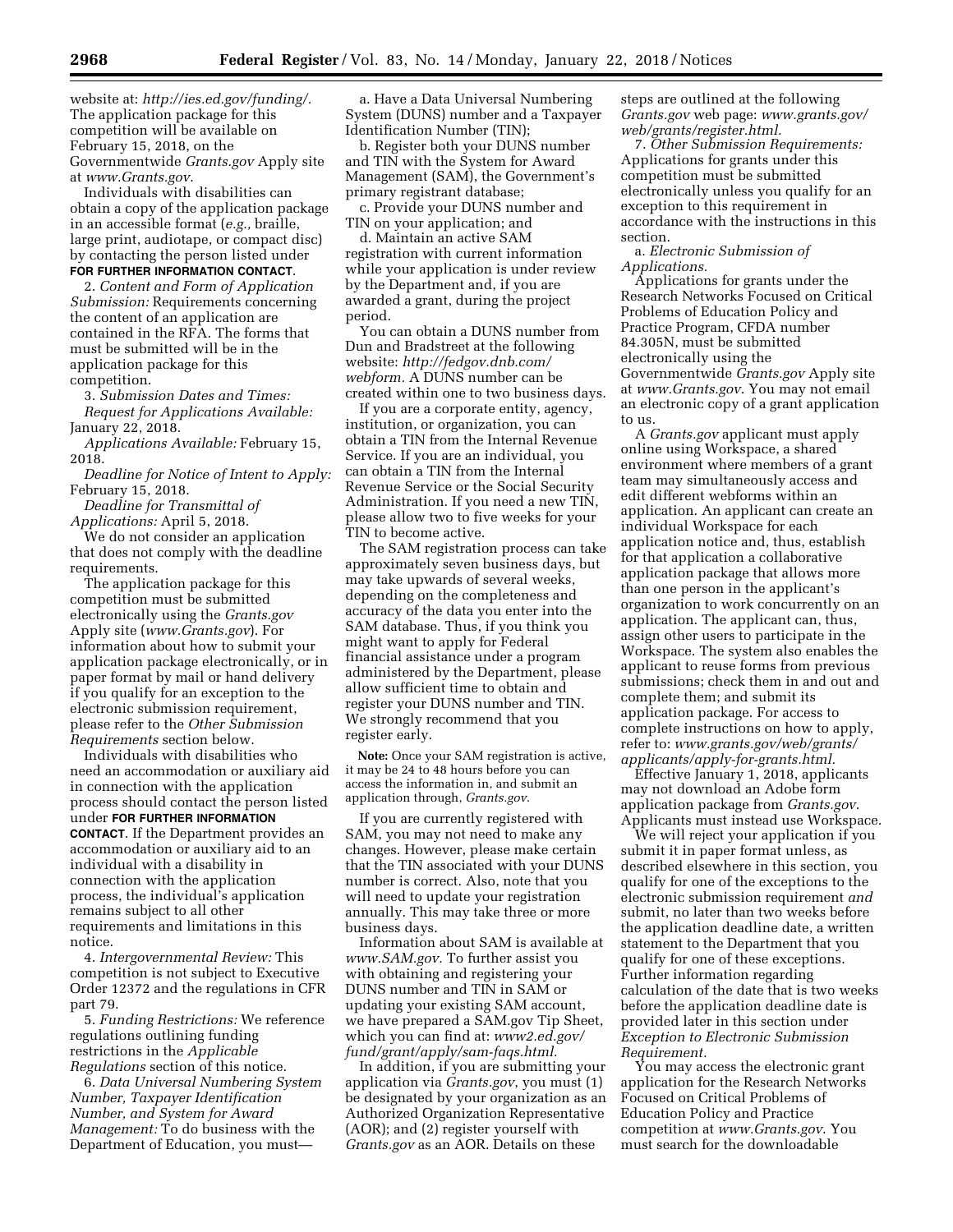website at: *http://ies.ed.gov/funding/.* The application package for this competition will be available on February 15, 2018, on the Governmentwide *Grants.gov* Apply site at *www.Grants.gov.*

Individuals with disabilities can obtain a copy of the application package in an accessible format (*e.g.,* braille, large print, audiotape, or compact disc) by contacting the person listed under **FOR FURTHER INFORMATION CONTACT**.

2. *Content and Form of Application Submission:* Requirements concerning the content of an application are contained in the RFA. The forms that must be submitted will be in the application package for this competition.

3. *Submission Dates and Times:*

*Request for Applications Available:* January 22, 2018.

*Applications Available:* February 15, 2018.

*Deadline for Notice of Intent to Apply:* February 15, 2018.

*Deadline for Transmittal of Applications:* April 5, 2018.

We do not consider an application that does not comply with the deadline requirements.

The application package for this competition must be submitted electronically using the *Grants.gov* Apply site (*www.Grants.gov*). For information about how to submit your application package electronically, or in paper format by mail or hand delivery if you qualify for an exception to the electronic submission requirement, please refer to the *Other Submission Requirements* section below.

Individuals with disabilities who need an accommodation or auxiliary aid in connection with the application process should contact the person listed under **FOR FURTHER INFORMATION CONTACT**. If the Department provides an accommodation or auxiliary aid to an individual with a disability in connection with the application process, the individual's application remains subject to all other requirements and limitations in this notice.

4. *Intergovernmental Review:* This competition is not subject to Executive Order 12372 and the regulations in CFR part 79.

5. *Funding Restrictions:* We reference regulations outlining funding restrictions in the *Applicable Regulations* section of this notice.

6. *Data Universal Numbering System Number, Taxpayer Identification Number, and System for Award Management:* To do business with the Department of Education, you must—

a. Have a Data Universal Numbering System (DUNS) number and a Taxpayer Identification Number (TIN);

b. Register both your DUNS number and TIN with the System for Award Management (SAM), the Government's primary registrant database;

c. Provide your DUNS number and TIN on your application; and

d. Maintain an active SAM registration with current information while your application is under review by the Department and, if you are awarded a grant, during the project period.

You can obtain a DUNS number from Dun and Bradstreet at the following website: *http://fedgov.dnb.com/webform.* A DUNS number can be created within one to two business days.

If you are a corporate entity, agency, institution, or organization, you can obtain a TIN from the Internal Revenue Service. If you are an individual, you can obtain a TIN from the Internal Revenue Service or the Social Security Administration. If you need a new TIN, please allow two to five weeks for your TIN to become active.

The SAM registration process can take approximately seven business days, but may take upwards of several weeks, depending on the completeness and accuracy of the data you enter into the SAM database. Thus, if you think you might want to apply for Federal financial assistance under a program administered by the Department, please allow sufficient time to obtain and register your DUNS number and TIN. We strongly recommend that you register early.

**Note:** Once your SAM registration is active, it may be 24 to 48 hours before you can access the information in, and submit an application through, *Grants.gov.*

If you are currently registered with SAM, you may not need to make any changes. However, please make certain that the TIN associated with your DUNS number is correct. Also, note that you will need to update your registration annually. This may take three or more business days.

Information about SAM is available at *www.SAM.gov.* To further assist you with obtaining and registering your DUNS number and TIN in SAM or updating your existing SAM account, we have prepared a SAM.gov Tip Sheet, which you can find at: *www2.ed.gov/fund/grant/apply/sam-faqs.html.*

In addition, if you are submitting your application via *Grants.gov*, you must (1) be designated by your organization as an Authorized Organization Representative (AOR); and (2) register yourself with *Grants.gov* as an AOR. Details on these steps are outlined at the following *Grants.gov* web page: *www.grants.gov/web/grants/register.html.*

7. *Other Submission Requirements:* Applications for grants under this competition must be submitted electronically unless you qualify for an exception to this requirement in accordance with the instructions in this section.

a. *Electronic Submission of Applications.*

Applications for grants under the Research Networks Focused on Critical Problems of Education Policy and Practice Program, CFDA number 84.305N, must be submitted electronically using the Governmentwide *Grants.gov* Apply site at *www.Grants.gov*. You may not email an electronic copy of a grant application to us.

A *Grants.gov* applicant must apply online using Workspace, a shared environment where members of a grant team may simultaneously access and edit different webforms within an application. An applicant can create an individual Workspace for each application notice and, thus, establish for that application a collaborative application package that allows more than one person in the applicant's organization to work concurrently on an application. The applicant can, thus, assign other users to participate in the Workspace. The system also enables the applicant to reuse forms from previous submissions; check them in and out and complete them; and submit its application package. For access to complete instructions on how to apply, refer to: *www.grants.gov/web/grants/applicants/apply-for-grants.html.*

Effective January 1, 2018, applicants may not download an Adobe form application package from *Grants.gov*. Applicants must instead use Workspace.

We will reject your application if you submit it in paper form unless, as described elsewhere in this section, you qualify for one of the exceptions to the electronic submission requirement *and* submit, no later than two weeks before the application deadline date, a written statement to the Department that you qualify for one of these exceptions. Further information regarding calculation of the date that is two weeks before the application deadline date is provided later in this section under *Exception to Electronic Submission Requirement.*

You may access the electronic grant application for the Research Networks Focused on Critical Problems of Education Policy and Practice competition at *www.Grants.gov*. You must search for the downloadable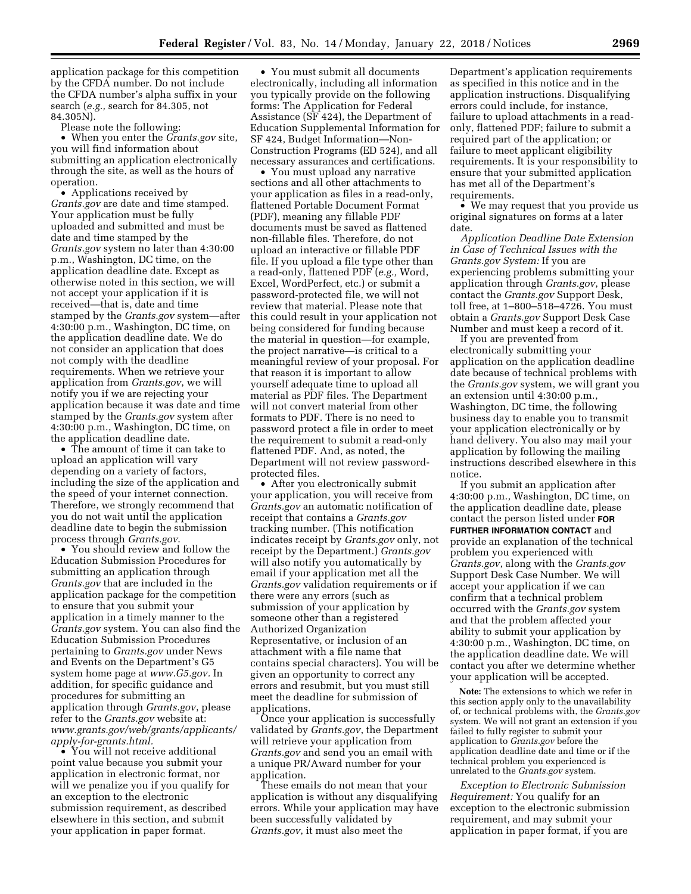application package for this competition by the CFDA number. Do not include the CFDA number's alpha suffix in your search (*e.g.,* search for 84.305, not 84.305N).

Please note the following:

- When you enter the *Grants.gov* site, you will find information about submitting an application electronically through the site, as well as the hours of operation.
- Applications received by *Grants.gov* are date and time stamped. Your application must be fully uploaded and submitted and must be date and time stamped by the *Grants.gov* system no later than 4:30:00 p.m., Washington, DC time, on the application deadline date. Except as otherwise noted in this section, we will not accept your application if it is received—that is, date and time stamped by the *Grants.gov* system—after 4:30:00 p.m., Washington, DC time, on the application deadline date. We do not consider an application that does not comply with the deadline requirements. When we retrieve your application from *Grants.gov*, we will notify you if we are rejecting your application because it was date and time stamped by the *Grants.gov* system after 4:30:00 p.m., Washington, DC time, on the application deadline date.
- The amount of time it can take to upload an application will vary depending on a variety of factors, including the size of the application and the speed of your internet connection. Therefore, we strongly recommend that you do not wait until the application deadline date to begin the submission process through *Grants.gov*.
- You should review and follow the Education Submission Procedures for submitting an application through *Grants.gov* that are included in the application package for the competition to ensure that you submit your application in a timely manner to the *Grants.gov* system. You can also find the Education Submission Procedures pertaining to *Grants.gov* under News and Events on the Department's G5 system home page at *www.G5.gov.* In addition, for specific guidance and procedures for submitting an application through *Grants.gov*, please refer to the *Grants.gov* website at: *www.grants.gov/web/grants/applicants/apply-for-grants.html.*
- You will not receive additional point value because you submit your application in electronic format, nor will we penalize you if you qualify for an exception to the electronic submission requirement, as described elsewhere in this section, and submit your application in paper format.
- You must submit all documents electronically, including all information you typically provide on the following forms: The Application for Federal Assistance (SF 424), the Department of Education Supplemental Information for SF 424, Budget Information—Non-Construction Programs (ED 524), and all necessary assurances and certifications.
- You must upload any narrative sections and all other attachments to your application as files in a read-only, flattened Portable Document Format (PDF), meaning any fillable PDF documents must be saved as flattened non-fillable files. Therefore, do not upload an interactive or fillable PDF file. If you upload a file type other than a read-only, flattened PDF (*e.g.,* Word, Excel, WordPerfect, etc.) or submit a password-protected file, we will not review that material. Please note that this could result in your application not being considered for funding because the material in question—for example, the project narrative—is critical to a meaningful review of your proposal. For that reason it is important to allow yourself adequate time to upload all material as PDF files. The Department will not convert material from other formats to PDF. There is no need to password protect a file in order to meet the requirement to submit a read-only flattened PDF. And, as noted, the Department will not review password-protected files.
- After you electronically submit your application, you will receive from *Grants.gov* an automatic notification of receipt that contains a *Grants.gov* tracking number. (This notification indicates receipt by *Grants.gov* only, not receipt by the Department.) *Grants.gov* will also notify you automatically by email if your application met all the *Grants.gov* validation requirements or if there were any errors (such as submission of your application by someone other than a registered Authorized Organization Representative, or inclusion of an attachment with a file name that contains special characters). You will be given an opportunity to correct any errors and resubmit, but you must still meet the deadline for submission of applications.

Once your application is successfully validated by *Grants.gov*, the Department will retrieve your application from *Grants.gov* and send you an email with a unique PR/Award number for your application.

These emails do not mean that your application is without any disqualifying errors. While your application may have been successfully validated by *Grants.gov*, it must also meet the Department's application requirements as specified in this notice and in the application instructions. Disqualifying errors could include, for instance, failure to upload attachments in a read-only, flattened PDF; failure to submit a required part of the application; or failure to meet applicant eligibility requirements. It is your responsibility to ensure that your submitted application has met all of the Department's requirements.

- We may request that you provide us original signatures on forms at a later date.

*Application Deadline Date Extension in Case of Technical Issues with the Grants.gov System:* If you are experiencing problems submitting your application through *Grants.gov*, please contact the *Grants.gov* Support Desk, toll free, at 1–800–518–4726. You must obtain a *Grants.gov* Support Desk Case Number and must keep a record of it.

If you are prevented from electronically submitting your application on the application deadline date because of technical problems with the *Grants.gov* system, we will grant you an extension until 4:30:00 p.m., Washington, DC time, the following business day to enable you to transmit your application electronically or by hand delivery. You also may mail your application by following the mailing instructions described elsewhere in this notice.

If you submit an application after 4:30:00 p.m., Washington, DC time, on the application deadline date, please contact the person listed under **FOR FURTHER INFORMATION CONTACT** and provide an explanation of the technical problem you experienced with *Grants.gov*, along with the *Grants.gov* Support Desk Case Number. We will accept your application if we can confirm that a technical problem occurred with the *Grants.gov* system and that the problem affected your ability to submit your application by 4:30:00 p.m., Washington, DC time, on the application deadline date. We will contact you after we determine whether your application will be accepted.

**Note:** The extensions to which we refer in this section apply only to the unavailability of, or technical problems with, the *Grants.gov* system. We will not grant an extension if you failed to fully register to submit your application to *Grants.gov* before the application deadline date and time or if the technical problem you experienced is unrelated to the *Grants.gov* system.

*Exception to Electronic Submission Requirement:* You qualify for an exception to the electronic submission requirement, and may submit your application in paper format, if you are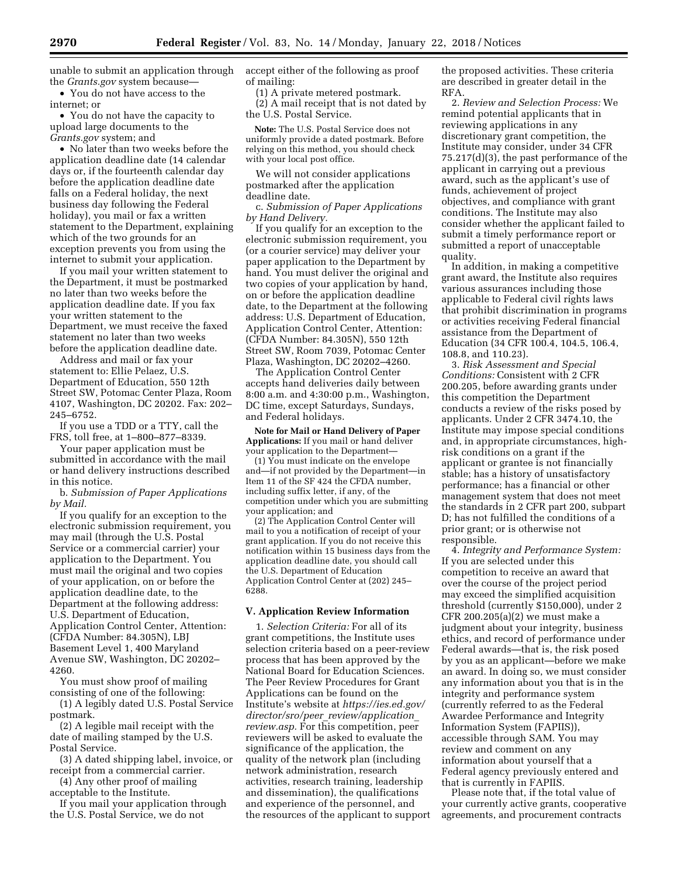unable to submit an application through the *Grants.gov* system because—

- You do not have access to the internet; or
- You do not have the capacity to upload large documents to the *Grants.gov* system; and
- No later than two weeks before the application deadline date (14 calendar days or, if the fourteenth calendar day before the application deadline date falls on a Federal holiday, the next business day following the Federal holiday), you mail or fax a written statement to the Department, explaining which of the two grounds for an exception prevents you from using the internet to submit your application.

If you mail your written statement to the Department, it must be postmarked no later than two weeks before the application deadline date. If you fax your written statement to the Department, we must receive the faxed statement no later than two weeks before the application deadline date.

Address and mail or fax your statement to: Ellie Pelaez, U.S. Department of Education, 550 12th Street SW, Potomac Center Plaza, Room 4107, Washington, DC 20202. Fax: 202–245–6752.

If you use a TDD or a TTY, call the FRS, toll free, at 1–800–877–8339.

Your paper application must be submitted in accordance with the mail or hand delivery instructions described in this notice.

b. *Submission of Paper Applications by Mail.*

If you qualify for an exception to the electronic submission requirement, you may mail (through the U.S. Postal Service or a commercial carrier) your application to the Department. You must mail the original and two copies of your application, on or before the application deadline date, to the Department at the following address: U.S. Department of Education, Application Control Center, Attention: (CFDA Number: 84.305N), LBJ Basement Level 1, 400 Maryland Avenue SW, Washington, DC 20202–4260.

You must show proof of mailing consisting of one of the following:

(1) A legibly dated U.S. Postal Service postmark.

(2) A legible mail receipt with the date of mailing stamped by the U.S. Postal Service.

(3) A dated shipping label, invoice, or receipt from a commercial carrier.

(4) Any other proof of mailing acceptable to the Institute.

If you mail your application through the U.S. Postal Service, we do not accept either of the following as proof of mailing:

(1) A private metered postmark.

(2) A mail receipt that is not dated by the U.S. Postal Service.

**Note:** The U.S. Postal Service does not uniformly provide a dated postmark. Before relying on this method, you should check with your local post office.

We will not consider applications postmarked after the application deadline date.

c. *Submission of Paper Applications by Hand Delivery.*

If you qualify for an exception to the electronic submission requirement, you (or a courier service) may deliver your paper application to the Department by hand. You must deliver the original and two copies of your application by hand, on or before the application deadline date, to the Department at the following address: U.S. Department of Education, Application Control Center, Attention: (CFDA Number: 84.305N), 550 12th Street SW, Room 7039, Potomac Center Plaza, Washington, DC 20202–4260.

The Application Control Center accepts hand deliveries daily between 8:00 a.m. and 4:30:00 p.m., Washington, DC time, except Saturdays, Sundays, and Federal holidays.

**Note for Mail or Hand Delivery of Paper Applications:** If you mail or hand deliver your application to the Department—

(1) You must indicate on the envelope and—if not provided by the Department—in Item 11 of the SF 424 the CFDA number, including suffix letter, if any, of the competition under which you are submitting your application; and

(2) The Application Control Center will mail to you a notification of receipt of your grant application. If you do not receive this notification within 15 business days from the application deadline date, you should call the U.S. Department of Education Application Control Center at (202) 245–6288.

## V. Application Review Information

1. *Selection Criteria:* For all of its grant competitions, the Institute uses selection criteria based on a peer-review process that has been approved by the National Board for Education Sciences. The Peer Review Procedures for Grant Applications can be found on the Institute's website at *https://ies.ed.gov/director/sro/peer_review/application_review.asp.* For this competition, peer reviewers will be asked to evaluate the significance of the application, the quality of the network plan (including network administration, research activities, research training, leadership and dissemination), the qualifications and experience of the personnel, and the resources of the applicant to support the proposed activities. These criteria are described in greater detail in the RFA.

2. *Review and Selection Process:* We remind potential applicants that in reviewing applications in any discretionary grant competition, the Institute may consider, under 34 CFR 75.217(d)(3), the past performance of the applicant in carrying out a previous award, such as the applicant's use of funds, achievement of project objectives, and compliance with grant conditions. The Institute may also consider whether the applicant failed to submit a timely performance report or submitted a report of unacceptable quality.

In addition, in making a competitive grant award, the Institute also requires various assurances including those applicable to Federal civil rights laws that prohibit discrimination in programs or activities receiving Federal financial assistance from the Department of Education (34 CFR 100.4, 104.5, 106.4, 108.8, and 110.23).

3. *Risk Assessment and Special Conditions:* Consistent with 2 CFR 200.205, before awarding grants under this competition the Department conducts a review of the risks posed by applicants. Under 2 CFR 3474.10, the Institute may impose special conditions and, in appropriate circumstances, high-risk conditions on a grant if the applicant or grantee is not financially stable; has a history of unsatisfactory performance; has a financial or other management system that does not meet the standards in 2 CFR part 200, subpart D; has not fulfilled the conditions of a prior grant; or is otherwise not responsible.

4. *Integrity and Performance System:* If you are selected under this competition to receive an award that over the course of the project period may exceed the simplified acquisition threshold (currently $150,000), under 2 CFR 200.205(a)(2) we must make a judgment about your integrity, business ethics, and record of performance under Federal awards—that is, the risk posed by you as an applicant—before we make an award. In doing so, we must consider any information about you that is in the integrity and performance system (currently referred to as the Federal Awardee Performance and Integrity Information System (FAPIIS)), accessible through SAM. You may review and comment on any information about yourself that a Federal agency previously entered and that is currently in FAPIIS.

Please note that, if the total value of your currently active grants, cooperative agreements, and procurement contracts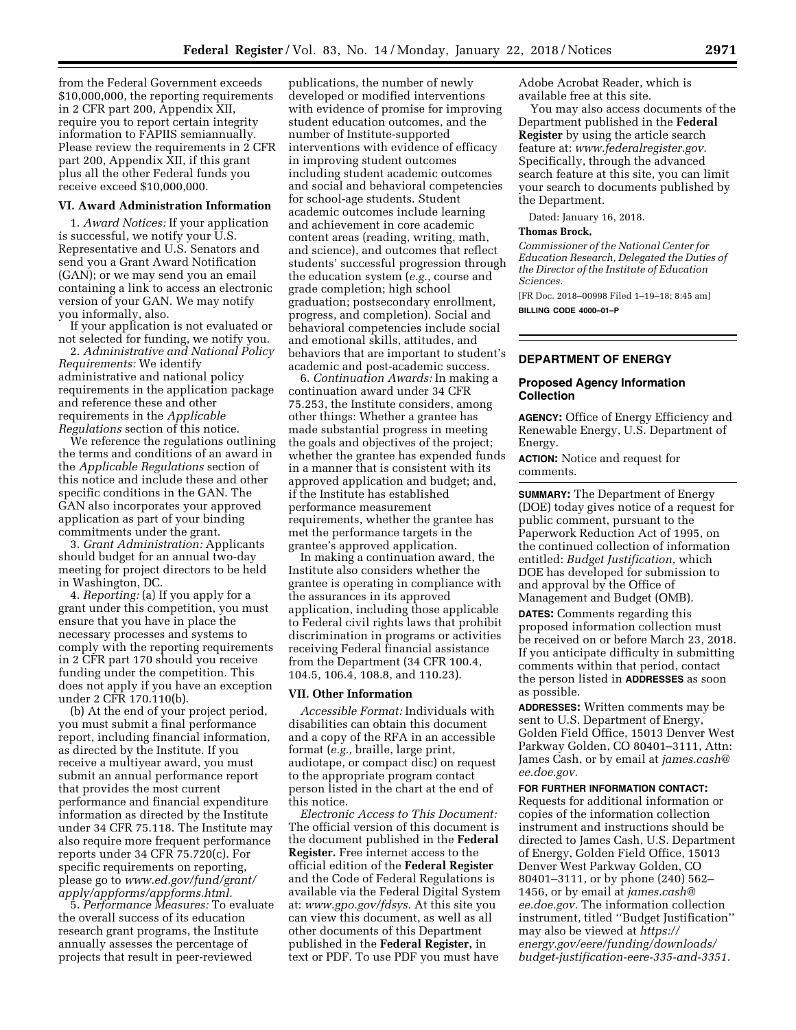from the Federal Government exceeds $10,000,000, the reporting requirements in 2 CFR part 200, Appendix XII, require you to report certain integrity information to FAPIIS semiannually. Please review the requirements in 2 CFR part 200, Appendix XII, if this grant plus all the other Federal funds you receive exceed $10,000,000.

### VI. Award Administration Information

1. *Award Notices:* If your application is successful, we notify your U.S. Representative and U.S. Senators and send you a Grant Award Notification (GAN); or we may send you an email containing a link to access an electronic version of your GAN. We may notify you informally, also.

If your application is not evaluated or not selected for funding, we notify you.

2. *Administrative and National Policy Requirements:* We identify administrative and national policy requirements in the application package and reference these and other requirements in the *Applicable Regulations* section of this notice.

We reference the regulations outlining the terms and conditions of an award in the *Applicable Regulations* section of this notice and include these and other specific conditions in the GAN. The GAN also incorporates your approved application as part of your binding commitments under the grant.

3. *Grant Administration:* Applicants should budget for an annual two-day meeting for project directors to be held in Washington, DC.

4. *Reporting:* (a) If you apply for a grant under this competition, you must ensure that you have in place the necessary processes and systems to comply with the reporting requirements in 2 CFR part 170 should you receive funding under the competition. This does not apply if you have an exception under 2 CFR 170.110(b).

(b) At the end of your project period, you must submit a final performance report, including financial information, as directed by the Institute. If you receive a multiyear award, you must submit an annual performance report that provides the most current performance and financial expenditure information as directed by the Institute under 34 CFR 75.118. The Institute may also require more frequent performance reports under 34 CFR 75.720(c). For specific requirements on reporting, please go to *www.ed.gov/fund/grant/apply/appforms/appforms.html.*

5. *Performance Measures:* To evaluate the overall success of its education research grant programs, the Institute annually assesses the percentage of projects that result in peer-reviewed publications, the number of newly developed or modified interventions with evidence of promise for improving student education outcomes, and the number of Institute-supported interventions with evidence of efficacy in improving student outcomes including student academic outcomes and social and behavioral competencies for school-age students. Student academic outcomes include learning and achievement in core academic content areas (reading, writing, math, and science), and outcomes that reflect students' successful progression through the education system (*e.g.,* course and grade completion; high school graduation; postsecondary enrollment, progress, and completion). Social and behavioral competencies include social and emotional skills, attitudes, and behaviors that are important to student's academic and post-academic success.

6. *Continuation Awards:* In making a continuation award under 34 CFR 75.253, the Institute considers, among other things: Whether a grantee has made substantial progress in meeting the goals and objectives of the project; whether the grantee has expended funds in a manner that is consistent with its approved application and budget; and, if the Institute has established performance measurement requirements, whether the grantee has met the performance targets in the grantee's approved application.

In making a continuation award, the Institute also considers whether the grantee is operating in compliance with the assurances in its approved application, including those applicable to Federal civil rights laws that prohibit discrimination in programs or activities receiving Federal financial assistance from the Department (34 CFR 100.4, 104.5, 106.4, 108.8, and 110.23).

### VII. Other Information

*Accessible Format:* Individuals with disabilities can obtain this document and a copy of the RFA in an accessible format (*e.g.,* braille, large print, audiotape, or compact disc) on request to the appropriate program contact person listed in the chart at the end of this notice.

*Electronic Access to This Document:* The official version of this document is the document published in the **Federal Register.** Free internet access to the official edition of the **Federal Register** and the Code of Federal Regulations is available via the Federal Digital System at: *www.gpo.gov/fdsys.* At this site you can view this document, as well as all other documents of this Department published in the **Federal Register,** in text or PDF. To use PDF you must have Adobe Acrobat Reader, which is available free at this site.

You may also access documents of the Department published in the **Federal Register** by using the article search feature at: *www.federalregister.gov.* Specifically, through the advanced search feature at this site, you can limit your search to documents published by the Department.

Dated: January 16, 2018.

**Thomas Brock,**

*Commissioner of the National Center for Education Research, Delegated the Duties of the Director of the Institute of Education Sciences.*

[FR Doc. 2018–00998 Filed 1–19–18; 8:45 am]

**BILLING CODE 4000–01–P**

## DEPARTMENT OF ENERGY

### Proposed Agency Information Collection

**AGENCY:** Office of Energy Efficiency and Renewable Energy, U.S. Department of Energy.

**ACTION:** Notice and request for comments.

**SUMMARY:** The Department of Energy (DOE) today gives notice of a request for public comment, pursuant to the Paperwork Reduction Act of 1995, on the continued collection of information entitled: *Budget Justification,* which DOE has developed for submission to and approval by the Office of Management and Budget (OMB).

**DATES:** Comments regarding this proposed information collection must be received on or before March 23, 2018. If you anticipate difficulty in submitting comments within that period, contact the person listed in **ADDRESSES** as soon as possible.

**ADDRESSES:** Written comments may be sent to U.S. Department of Energy, Golden Field Office, 15013 Denver West Parkway Golden, CO 80401–3111, Attn: James Cash, or by email at *james.cash@ee.doe.gov.*

**FOR FURTHER INFORMATION CONTACT:** Requests for additional information or copies of the information collection instrument and instructions should be directed to James Cash, U.S. Department of Energy, Golden Field Office, 15013 Denver West Parkway Golden, CO 80401–3111, or by phone (240) 562–1456, or by email at *james.cash@ee.doe.gov.* The information collection instrument, titled ''Budget Justification'' may also be viewed at *https://energy.gov/eere/funding/downloads/budget-justification-eere-335-and-3351.*